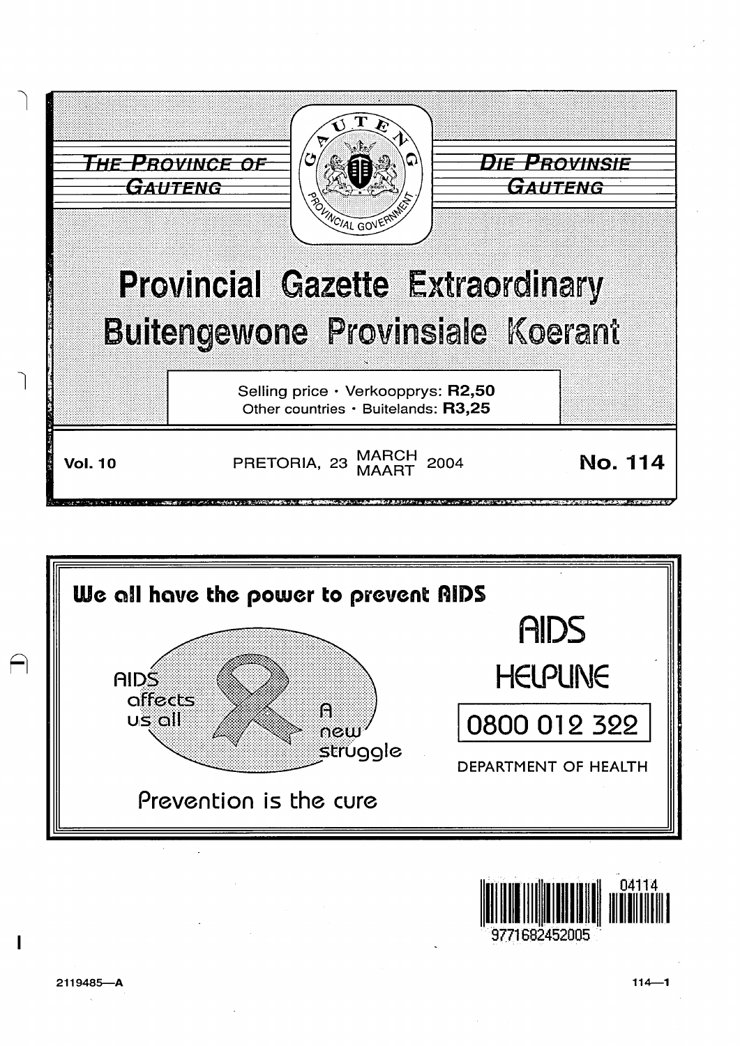THE PROVINCE OF GAUTENG

DIE PROVINSIE GAUTENG

# Provincial Gazette Extraordinary

# Buitengewone Provinsiale Koerant

Selling price • Verkoopprys: **R2,50**
Other countries • Buitelands: **R3,25**

**Vol. 10** PRETORIA, 23 MARCH MAART 2004 **No. 114**

**We all have the power to prevent AIDS**

AIDS affects us all

A new struggle

Prevention is the cure

AIDS HELPLINE

0800 012 322

DEPARTMENT OF HEALTH

2119485—A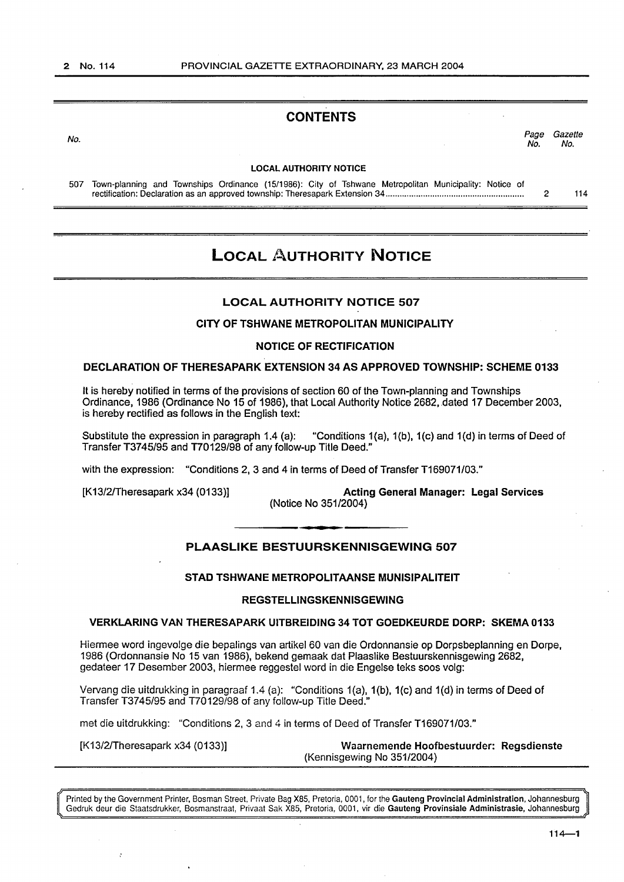## CONTENTS

| No. | | Page No. | Gazette No. |
|---|---|---|---|
| | **LOCAL AUTHORITY NOTICE** | | |
| 507 | Town-planning and Townships Ordinance (15/1986): City of Tshwane Metropolitan Municipality: Notice of rectification: Declaration as an approved township: Theresapark Extension 34 | 2 | 114 |

# LOCAL AUTHORITY NOTICE

### LOCAL AUTHORITY NOTICE 507

#### CITY OF TSHWANE METROPOLITAN MUNICIPALITY

#### NOTICE OF RECTIFICATION

#### DECLARATION OF THERESAPARK EXTENSION 34 AS APPROVED TOWNSHIP: SCHEME 0133

It is hereby notified in terms of the provisions of section 60 of the Town-planning and Townships Ordinance, 1986 (Ordinance No 15 of 1986), that Local Authority Notice 2682, dated 17 December 2003, is hereby rectified as follows in the English text:

Substitute the expression in paragraph 1.4 (a): "Conditions 1(a), 1(b), 1(c) and 1(d) in terms of Deed of Transfer T3745/95 and T70129/98 of any follow-up Title Deed."

with the expression: "Conditions 2, 3 and 4 in terms of Deed of Transfer T169071/03."

[K13/2/Theresapark x34 (0133)]

**Acting General Manager: Legal Services**
(Notice No 351/2004)

### PLAASLIKE BESTUURSKENNISGEWING 507

#### STAD TSHWANE METROPOLITAANSE MUNISIPALITEIT

#### REGSTELLINGSKENNISGEWING

#### VERKLARING VAN THERESAPARK UITBREIDING 34 TOT GOEDKEURDE DORP: SKEMA 0133

Hiermee word ingevolge die bepalings van artikel 60 van die Ordonnansie op Dorpsbeplanning en Dorpe, 1986 (Ordonnansie No 15 van 1986), bekend gemaak dat Plaaslike Bestuurskennisgewing 2682, gedateer 17 Desember 2003, hiermee reggestel word in die Engelse teks soos volg:

Vervang die uitdrukking in paragraaf 1.4 (a): "Conditions 1(a), 1(b), 1(c) and 1(d) in terms of Deed of Transfer T3745/95 and T70129/98 of any follow-up Title Deed."

met die uitdrukking: "Conditions 2, 3 and 4 in terms of Deed of Transfer T169071/03."

[K13/2/Theresapark x34 (0133)]

**Waarnemende Hoofbestuurder: Regsdienste**
(Kennisgewing No 351/2004)

Printed by the Government Printer, Bosman Street, Private Bag X85, Pretoria, 0001, for the **Gauteng Provincial Administration**, Johannesburg
Gedruk deur die Staatsdrukker, Bosmanstraat, Privaat Sak X85, Pretoria, 0001, vir die **Gauteng Provinsiale Administrasie**, Johannesburg